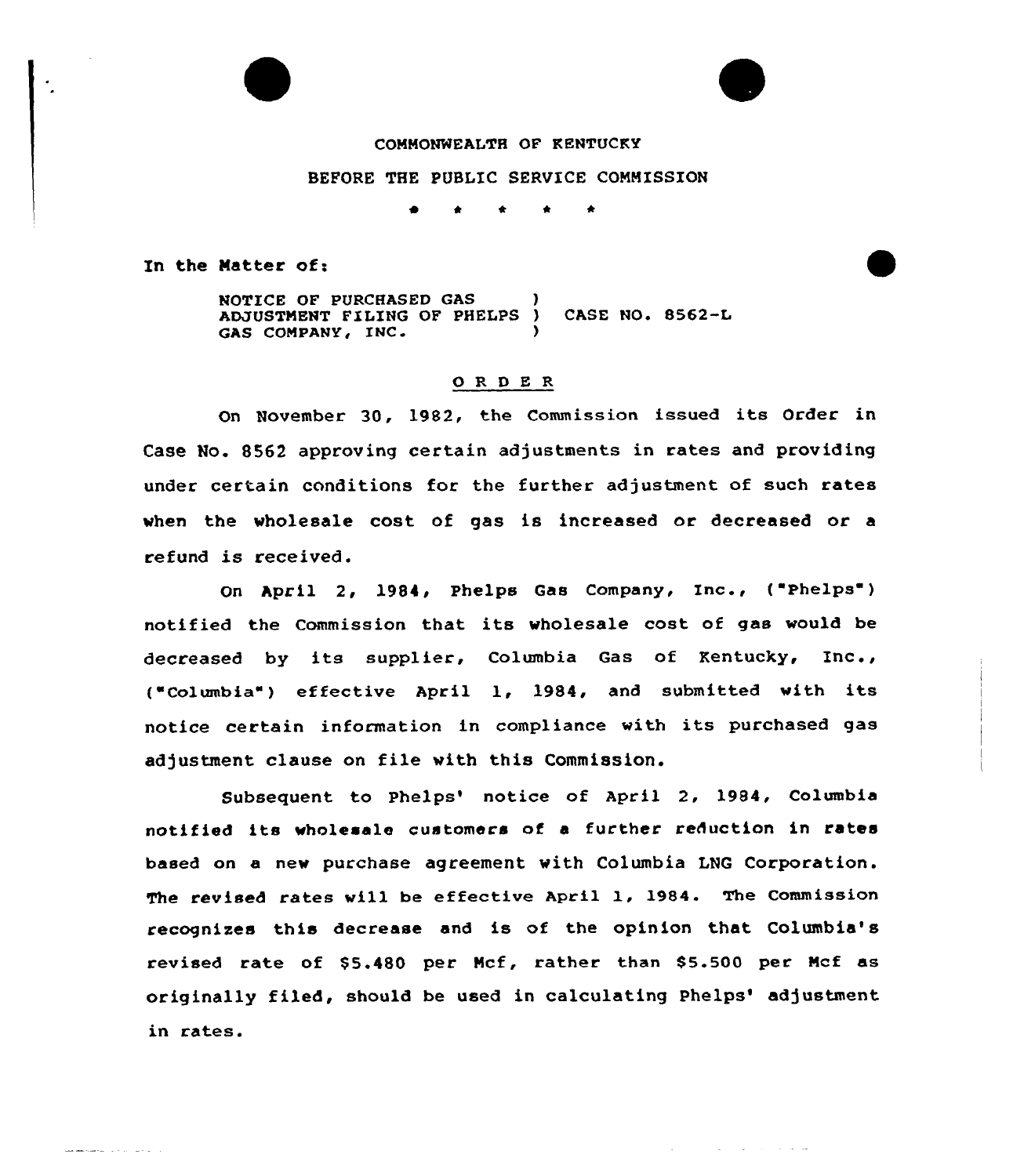COMMONWEALTH OF KENTUCKY

BEFORE THE PUBLIC SERVICE COMMISSION

\* \* \* \* \*

In the Matter of:

NOTICE OF PURCHASED GAS ADJUSTMENT FILING OF PHELPS GAS COMPANY, INC. ) CASE NO. 8562-L

## O R D E R

On November 30, 1982, the Commission issued its Order in Case No. 8562 approving certain adjustments in rates and providing under certain conditions for the further adjustment of such rates when the wholesale cost of gas is increased or decreased or a refund is received.

On April 2, 1984, Phelps Gas Company, Inc., ("Phelps") notified the Commission that its wholesale cost of gas would be decreased by its supplier, Columbia Gas of Kentucky, Inc., ("Columbia") effective April 1, 1984, and submitted with its notice certain information in compliance with its purchased gas adjustment clause on file with this Commission.

Subsequent to Phelps' notice of April 2, 1984, Columbia notified its wholesale customers of a further reduction in rates based on a new purchase agreement with Columbia LNG Corporation. The revised rates will be effective April 1, 1984. The Commission recognizes this decrease and is of the opinion that Columbia's revised rate of $5.480 per Mcf, rather than $5.500 per Mcf as originally filed, should be used in calculating Phelps' adjustment in rates.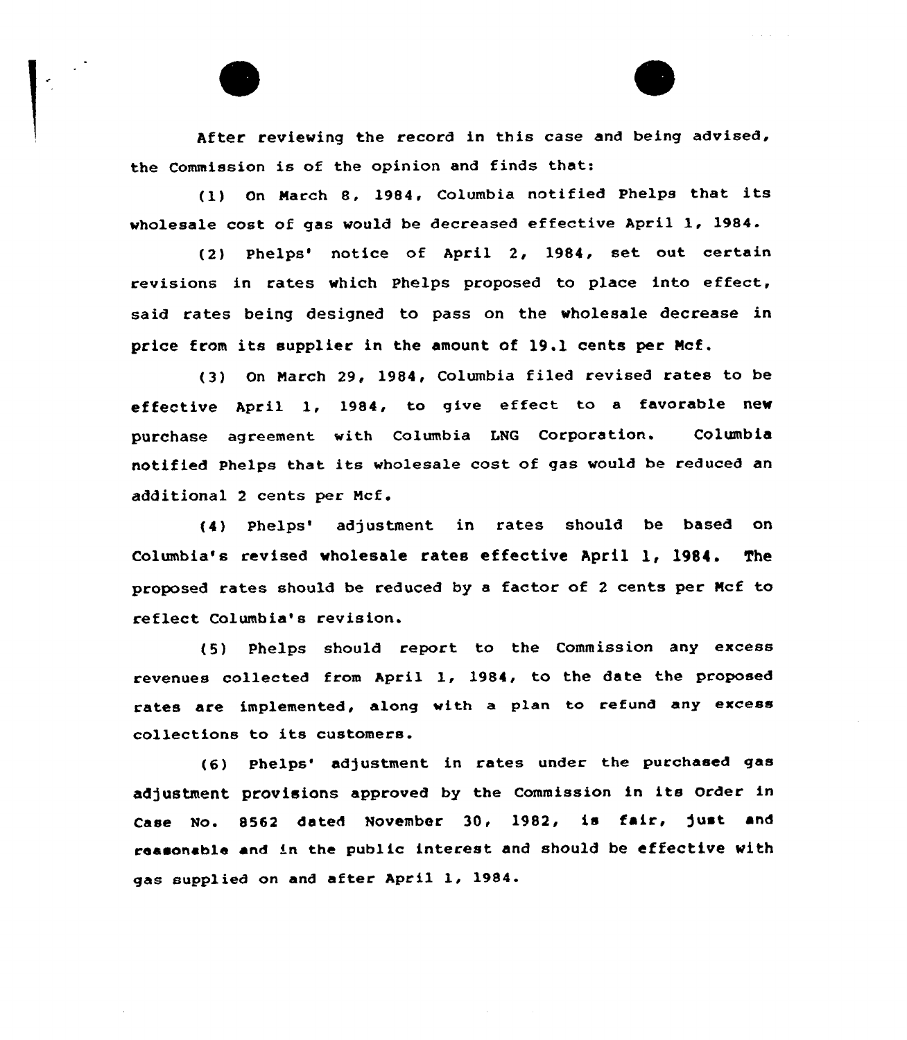After reviewing the record in this case and being advised, the Commission is of the opinion and finds that:

(1) On March 8, 1984, Columbia notified Phelps that its wholesale cost of gas would be decreased effective April 1, 1984.

(2) Phelps' notice of April 2, 1984, set out certain revisions in rates which Phelps proposed to place into effect, said rates being designed to pass on the wholesale decrease in price from its supplier in the amount of 19.1 cents per Mcf.

(3) On March 29, 1984, Columbia filed revised rates to be effective April 1, 1984, to give effect to a favorable new purchase agreement with Columbia LNG Corporation. Columbia notified Phelps that its wholesale cost of gas would be reduced an additional 2 cents per Mcf.

(4) Phelps' adjustment in rates should be based on Columbia's revised wholesale rates effective April 1, 1984. The proposed rates should be reduced by a factor of 2 cents per Mcf to reflect Columbia's revision.

(5) Phelps should report to the Commission any excess revenues collected from April 1, 1984, to the date the proposed rates are implemented, along with a plan to refund any excess collections to its customers.

(6) Phelps' adjustment in rates under the purchased gas adjustment provisions approved by the Commission in its Order in Case No. 8562 dated November 30, 1982, is fair, just and reasonable and in the public interest and should be effective with gas supplied on and after April 1, 1984.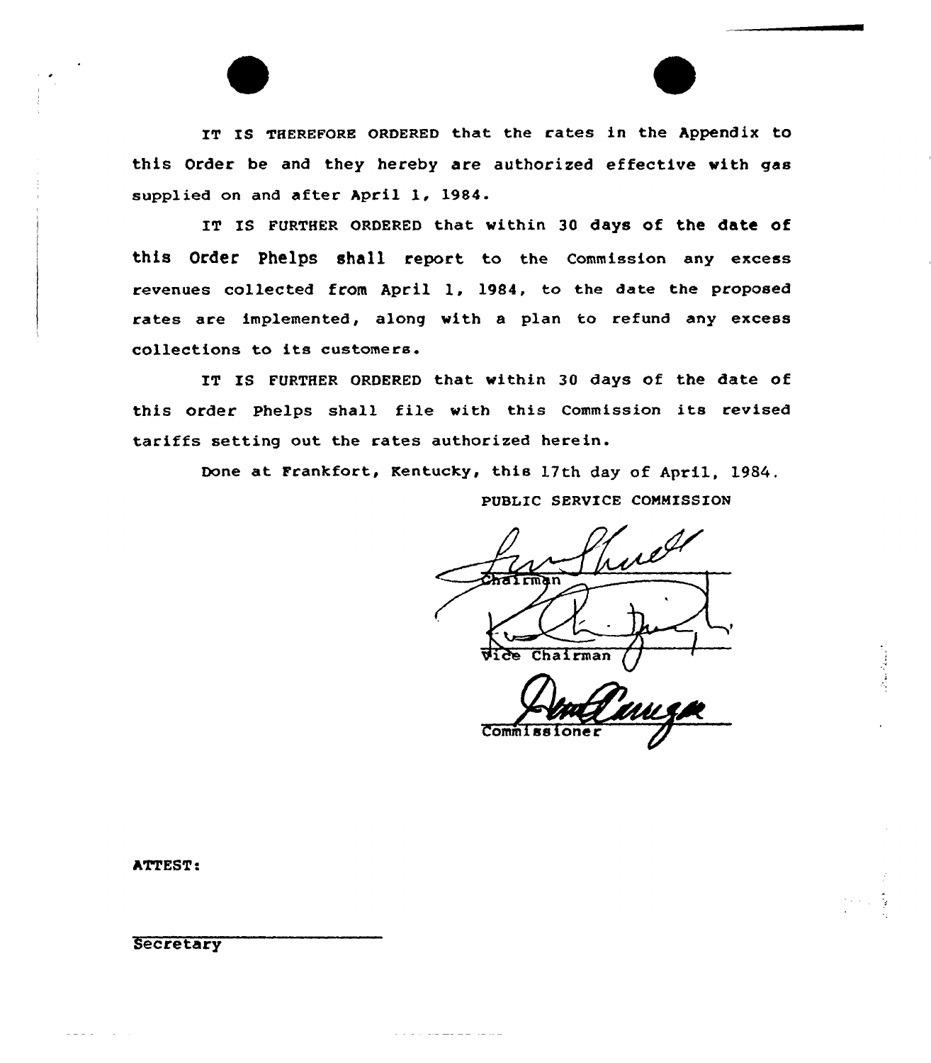IT IS THEREFORE ORDERED that the rates in the Appendix to this Order be and they hereby are authorized effective with gas supplied on and after April 1, 1984.

IT IS FURTHER ORDERED that within 30 days of the date of this Order Phelps shall report to the Commission any excess revenues collected from April 1, 1984, to the date the proposed rates are implemented, along with a plan to refund any excess collections to its customers.

IT IS FURTHER ORDERED that within 30 days of the date of this order Phelps shall file with this Commission its revised tariffs setting out the rates authorized herein.

Done at Frankfort, Kentucky, this 17th day of April, 1984.

PUBLIC SERVICE COMMISSION

Chairman

Vice Chairman

Commissioner

ATTEST:

Secretary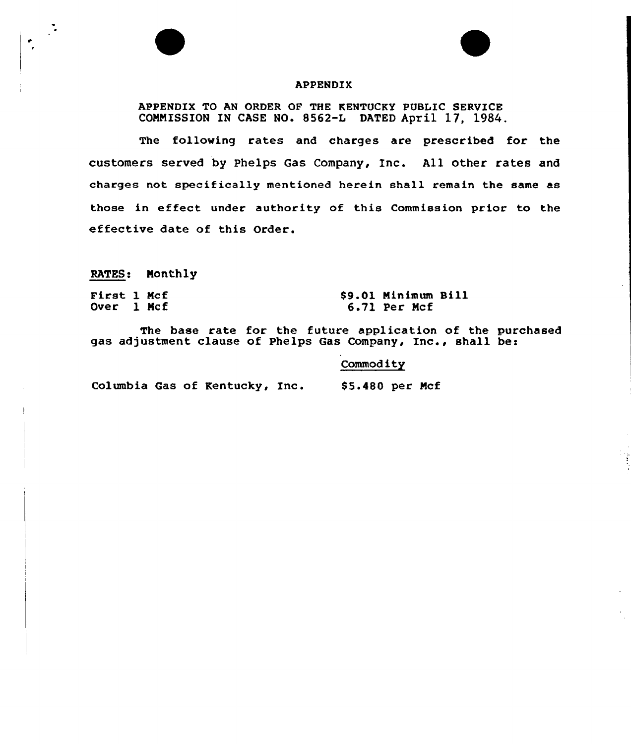# APPENDIX

APPENDIX TO AN ORDER OF THE KENTUCKY PUBLIC SERVICE COMMISSION IN CASE NO. 8562-L DATED April 17, 1984.

The following rates and charges are prescribed for the customers served by Phelps Gas Company, Inc. All other rates and charges not specifically mentioned herein shall remain the same as those in effect under authority of this Commission prior to the effective date of this Order.

**RATES:** Monthly

| | |
|---|---|
| First 1 Mcf | $9.01 Minimum Bill |
| Over 1 Mcf | 6.71 Per Mcf |

The base rate for the future application of the purchased gas adjustment clause of Phelps Gas Company, Inc., shall be:

| | Commodity |
|---|---|
| Columbia Gas of Kentucky, Inc. | $5.480 per Mcf |